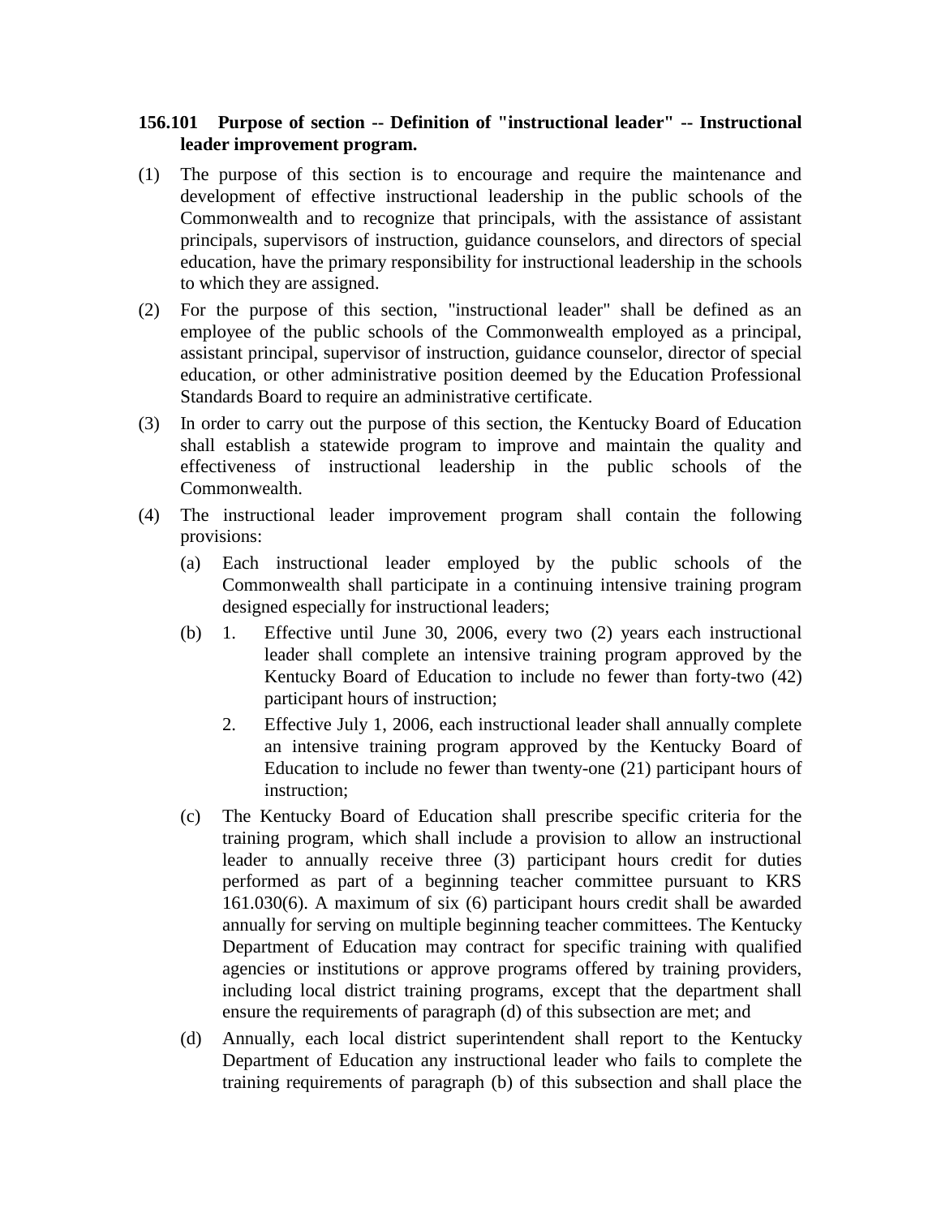**156.101 Purpose of section -- Definition of "instructional leader" -- Instructional leader improvement program.**

(1) The purpose of this section is to encourage and require the maintenance and development of effective instructional leadership in the public schools of the Commonwealth and to recognize that principals, with the assistance of assistant principals, supervisors of instruction, guidance counselors, and directors of special education, have the primary responsibility for instructional leadership in the schools to which they are assigned.

(2) For the purpose of this section, "instructional leader" shall be defined as an employee of the public schools of the Commonwealth employed as a principal, assistant principal, supervisor of instruction, guidance counselor, director of special education, or other administrative position deemed by the Education Professional Standards Board to require an administrative certificate.

(3) In order to carry out the purpose of this section, the Kentucky Board of Education shall establish a statewide program to improve and maintain the quality and effectiveness of instructional leadership in the public schools of the Commonwealth.

(4) The instructional leader improvement program shall contain the following provisions:

   (a) Each instructional leader employed by the public schools of the Commonwealth shall participate in a continuing intensive training program designed especially for instructional leaders;

   (b) 1. Effective until June 30, 2006, every two (2) years each instructional leader shall complete an intensive training program approved by the Kentucky Board of Education to include no fewer than forty-two (42) participant hours of instruction;

      2. Effective July 1, 2006, each instructional leader shall annually complete an intensive training program approved by the Kentucky Board of Education to include no fewer than twenty-one (21) participant hours of instruction;

   (c) The Kentucky Board of Education shall prescribe specific criteria for the training program, which shall include a provision to allow an instructional leader to annually receive three (3) participant hours credit for duties performed as part of a beginning teacher committee pursuant to KRS 161.030(6). A maximum of six (6) participant hours credit shall be awarded annually for serving on multiple beginning teacher committees. The Kentucky Department of Education may contract for specific training with qualified agencies or institutions or approve programs offered by training providers, including local district training programs, except that the department shall ensure the requirements of paragraph (d) of this subsection are met; and

   (d) Annually, each local district superintendent shall report to the Kentucky Department of Education any instructional leader who fails to complete the training requirements of paragraph (b) of this subsection and shall place the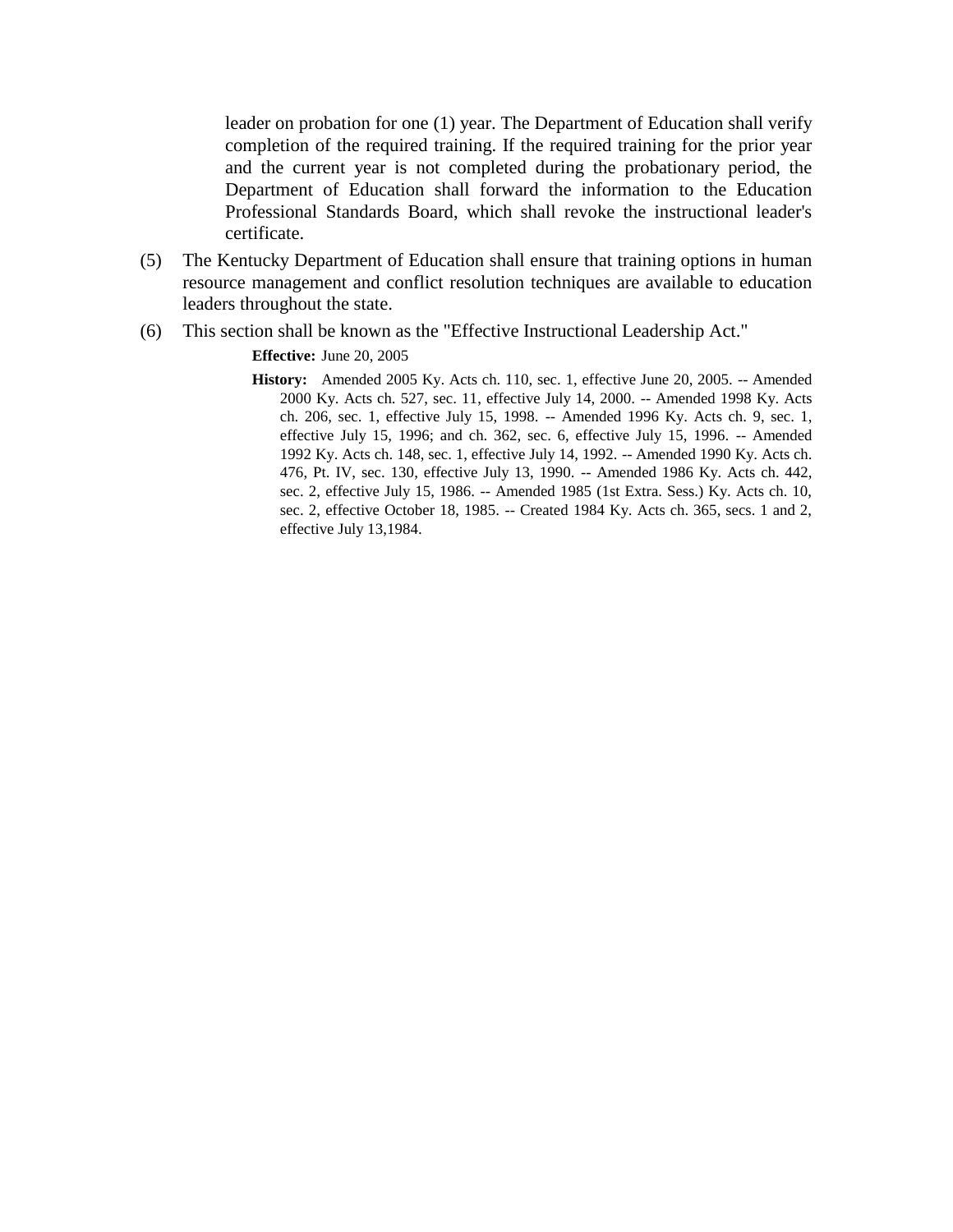leader on probation for one (1) year. The Department of Education shall verify completion of the required training. If the required training for the prior year and the current year is not completed during the probationary period, the Department of Education shall forward the information to the Education Professional Standards Board, which shall revoke the instructional leader's certificate.

(5) The Kentucky Department of Education shall ensure that training options in human resource management and conflict resolution techniques are available to education leaders throughout the state.

(6) This section shall be known as the "Effective Instructional Leadership Act."

**Effective:** June 20, 2005

**History:** Amended 2005 Ky. Acts ch. 110, sec. 1, effective June 20, 2005. -- Amended 2000 Ky. Acts ch. 527, sec. 11, effective July 14, 2000. -- Amended 1998 Ky. Acts ch. 206, sec. 1, effective July 15, 1998. -- Amended 1996 Ky. Acts ch. 9, sec. 1, effective July 15, 1996; and ch. 362, sec. 6, effective July 15, 1996. -- Amended 1992 Ky. Acts ch. 148, sec. 1, effective July 14, 1992. -- Amended 1990 Ky. Acts ch. 476, Pt. IV, sec. 130, effective July 13, 1990. -- Amended 1986 Ky. Acts ch. 442, sec. 2, effective July 15, 1986. -- Amended 1985 (1st Extra. Sess.) Ky. Acts ch. 10, sec. 2, effective October 18, 1985. -- Created 1984 Ky. Acts ch. 365, secs. 1 and 2, effective July 13,1984.